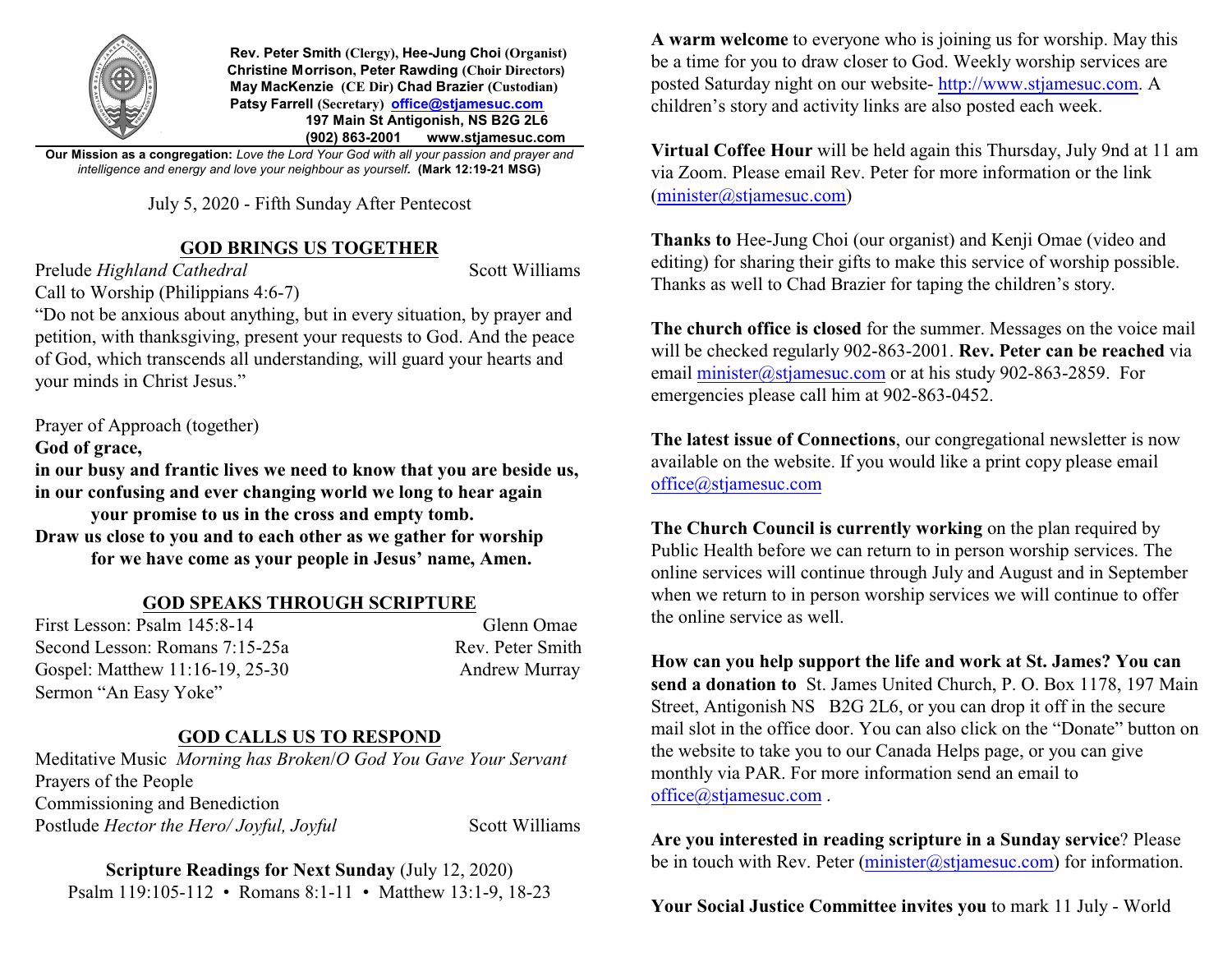**Rev. Peter Smith** (Clergy), **Hee-Jung Choi** (Organist)
**Christine Morrison, Peter Rawding** (Choir Directors)
**May MacKenzie** (CE Dir) **Chad Brazier** (Custodian)
**Patsy Farrell** (Secretary) **office@stjamesuc.com**
**197 Main St Antigonish, NS B2G 2L6**
**(902) 863-2001 www.stjamesuc.com**

**Our Mission as a congregation:** *Love the Lord Your God with all your passion and prayer and intelligence and energy and love your neighbour as yourself.* **(Mark 12:19-21 MSG)**

July 5, 2020 - Fifth Sunday After Pentecost

## GOD BRINGS US TOGETHER

Prelude *Highland Cathedral* — Scott Williams

Call to Worship (Philippians 4:6-7)

"Do not be anxious about anything, but in every situation, by prayer and petition, with thanksgiving, present your requests to God. And the peace of God, which transcends all understanding, will guard your hearts and your minds in Christ Jesus."

Prayer of Approach (together)

**God of grace,**
**in our busy and frantic lives we need to know that you are beside us,**
**in our confusing and ever changing world we long to hear again**
**your promise to us in the cross and empty tomb.**
**Draw us close to you and to each other as we gather for worship**
**for we have come as your people in Jesus' name, Amen.**

## GOD SPEAKS THROUGH SCRIPTURE

First Lesson: Psalm 145:8-14 — Glenn Omae
Second Lesson: Romans 7:15-25a — Rev. Peter Smith
Gospel: Matthew 11:16-19, 25-30 — Andrew Murray
Sermon "An Easy Yoke"

## GOD CALLS US TO RESPOND

Meditative Music *Morning has Broken/O God You Gave Your Servant*
Prayers of the People
Commissioning and Benediction
Postlude *Hector the Hero/ Joyful, Joyful* — Scott Williams

**Scripture Readings for Next Sunday** (July 12, 2020)
Psalm 119:105-112 • Romans 8:1-11 • Matthew 13:1-9, 18-23

**A warm welcome** to everyone who is joining us for worship. May this be a time for you to draw closer to God. Weekly worship services are posted Saturday night on our website- http://www.stjamesuc.com. A children's story and activity links are also posted each week.

**Virtual Coffee Hour** will be held again this Thursday, July 9nd at 11 am via Zoom. Please email Rev. Peter for more information or the link (minister@stjamesuc.com)

**Thanks to** Hee-Jung Choi (our organist) and Kenji Omae (video and editing) for sharing their gifts to make this service of worship possible. Thanks as well to Chad Brazier for taping the children's story.

**The church office is closed** for the summer. Messages on the voice mail will be checked regularly 902-863-2001. **Rev. Peter can be reached** via email minister@stjamesuc.com or at his study 902-863-2859. For emergencies please call him at 902-863-0452.

**The latest issue of Connections**, our congregational newsletter is now available on the website. If you would like a print copy please email office@stjamesuc.com

**The Church Council is currently working** on the plan required by Public Health before we can return to in person worship services. The online services will continue through July and August and in September when we return to in person worship services we will continue to offer the online service as well.

**How can you help support the life and work at St. James? You can send a donation to** St. James United Church, P. O. Box 1178, 197 Main Street, Antigonish NS B2G 2L6, or you can drop it off in the secure mail slot in the office door. You can also click on the "Donate" button on the website to take you to our Canada Helps page, or you can give monthly via PAR. For more information send an email to office@stjamesuc.com .

**Are you interested in reading scripture in a Sunday service**? Please be in touch with Rev. Peter (minister@stjamesuc.com) for information.

**Your Social Justice Committee invites you** to mark 11 July - World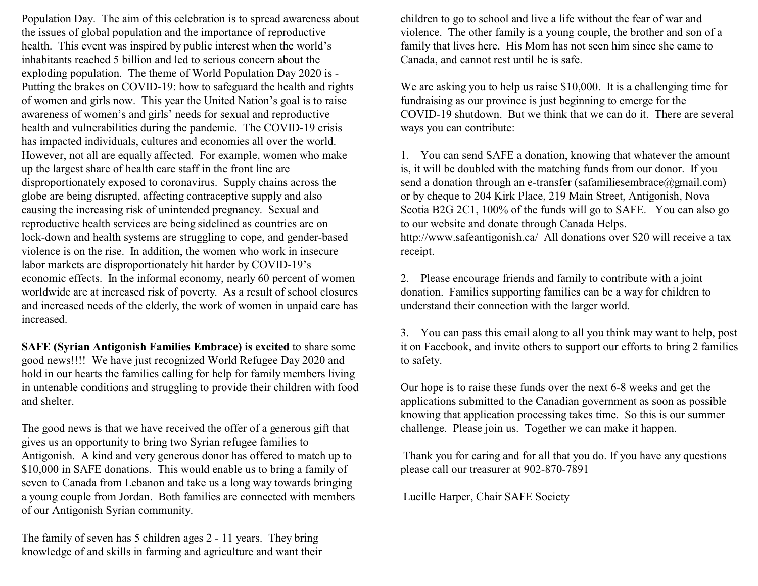Population Day. The aim of this celebration is to spread awareness about the issues of global population and the importance of reproductive health. This event was inspired by public interest when the world's inhabitants reached 5 billion and led to serious concern about the exploding population. The theme of World Population Day 2020 is - Putting the brakes on COVID-19: how to safeguard the health and rights of women and girls now. This year the United Nation's goal is to raise awareness of women's and girls' needs for sexual and reproductive health and vulnerabilities during the pandemic. The COVID-19 crisis has impacted individuals, cultures and economies all over the world. However, not all are equally affected. For example, women who make up the largest share of health care staff in the front line are disproportionately exposed to coronavirus. Supply chains across the globe are being disrupted, affecting contraceptive supply and also causing the increasing risk of unintended pregnancy. Sexual and reproductive health services are being sidelined as countries are on lock-down and health systems are struggling to cope, and gender-based violence is on the rise. In addition, the women who work in insecure labor markets are disproportionately hit harder by COVID-19's economic effects. In the informal economy, nearly 60 percent of women worldwide are at increased risk of poverty. As a result of school closures and increased needs of the elderly, the work of women in unpaid care has increased.

**SAFE (Syrian Antigonish Families Embrace) is excited** to share some good news!!!! We have just recognized World Refugee Day 2020 and hold in our hearts the families calling for help for family members living in untenable conditions and struggling to provide their children with food and shelter.

The good news is that we have received the offer of a generous gift that gives us an opportunity to bring two Syrian refugee families to Antigonish. A kind and very generous donor has offered to match up to $10,000 in SAFE donations. This would enable us to bring a family of seven to Canada from Lebanon and take us a long way towards bringing a young couple from Jordan. Both families are connected with members of our Antigonish Syrian community.

The family of seven has 5 children ages 2 - 11 years. They bring knowledge of and skills in farming and agriculture and want their children to go to school and live a life without the fear of war and violence. The other family is a young couple, the brother and son of a family that lives here. His Mom has not seen him since she came to Canada, and cannot rest until he is safe.

We are asking you to help us raise $10,000. It is a challenging time for fundraising as our province is just beginning to emerge for the COVID-19 shutdown. But we think that we can do it. There are several ways you can contribute:

1. You can send SAFE a donation, knowing that whatever the amount is, it will be doubled with the matching funds from our donor. If you send a donation through an e-transfer (safamiliesembrace@gmail.com) or by cheque to 204 Kirk Place, 219 Main Street, Antigonish, Nova Scotia B2G 2C1, 100% of the funds will go to SAFE. You can also go to our website and donate through Canada Helps. http://www.safeantigonish.ca/ All donations over $20 will receive a tax receipt.

2. Please encourage friends and family to contribute with a joint donation. Families supporting families can be a way for children to understand their connection with the larger world.

3. You can pass this email along to all you think may want to help, post it on Facebook, and invite others to support our efforts to bring 2 families to safety.

Our hope is to raise these funds over the next 6-8 weeks and get the applications submitted to the Canadian government as soon as possible knowing that application processing takes time. So this is our summer challenge. Please join us. Together we can make it happen.

Thank you for caring and for all that you do. If you have any questions please call our treasurer at 902-870-7891

Lucille Harper, Chair SAFE Society